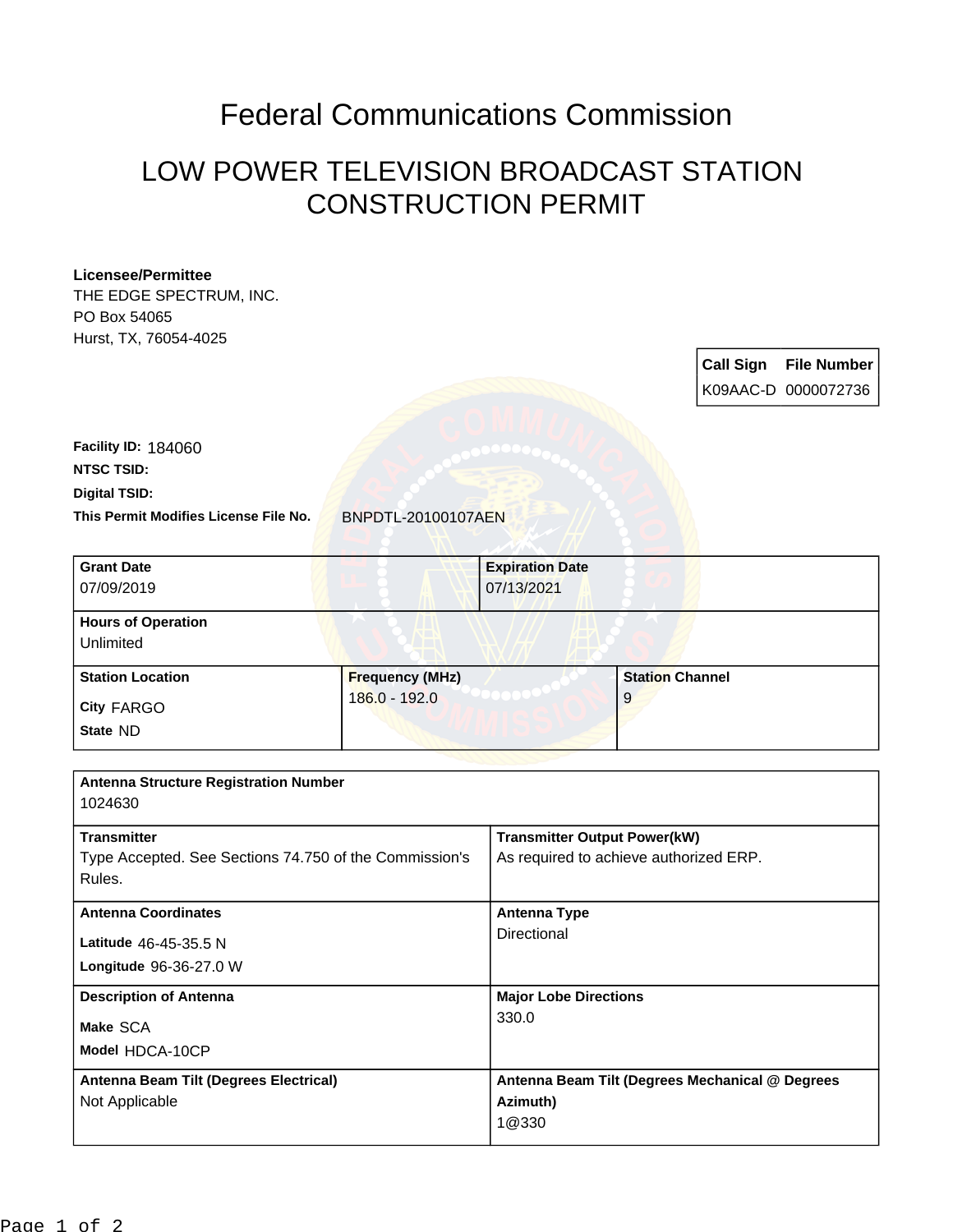# Federal Communications Commission

## LOW POWER TELEVISION BROADCAST STATION CONSTRUCTION PERMIT

**Licensee/Permittee**
THE EDGE SPECTRUM, INC.
PO Box 54065
Hurst, TX, 76054-4025

| Call Sign | File Number |
|---|---|
| K09AAC-D | 0000072736 |

**Facility ID:** 184060

**NTSC TSID:**

**Digital TSID:**

**This Permit Modifies License File No.** BNPDTL-20100107AEN

| Grant Date | Expiration Date |
|---|---|
| 07/09/2019 | 07/13/2021 |

| Hours of Operation |
|---|
| Unlimited |

| Station Location | Frequency (MHz) | Station Channel |
|---|---|---|
| City FARGO<br>State ND | 186.0 - 192.0 | 9 |

| Antenna Structure Registration Number | |
|---|---|
| 1024630 | |
| **Transmitter** | **Transmitter Output Power(kW)** |
| Type Accepted. See Sections 74.750 of the Commission's Rules. | As required to achieve authorized ERP. |
| **Antenna Coordinates** | **Antenna Type** |
| Latitude 46-45-35.5 N<br>Longitude 96-36-27.0 W | Directional |
| **Description of Antenna** | **Major Lobe Directions** |
| Make SCA<br>Model HDCA-10CP | 330.0 |
| **Antenna Beam Tilt (Degrees Electrical)** | **Antenna Beam Tilt (Degrees Mechanical @ Degrees Azimuth)** |
| Not Applicable | 1@330 |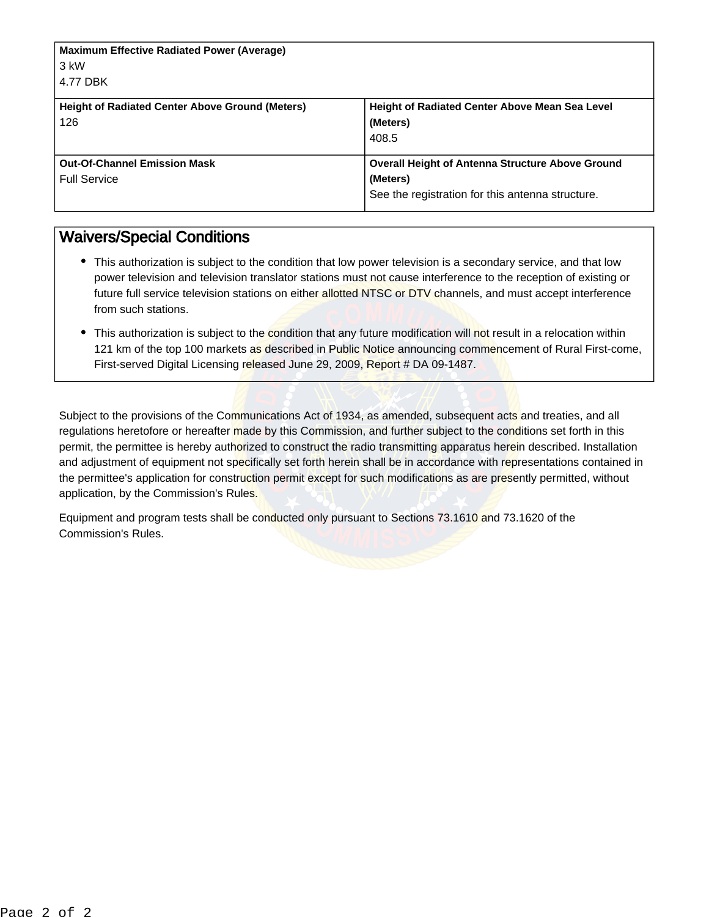| | |
|---|---|
| **Maximum Effective Radiated Power (Average)**<br>3 kW<br>4.77 DBK | |
| **Height of Radiated Center Above Ground (Meters)**<br>126 | **Height of Radiated Center Above Mean Sea Level (Meters)**<br>408.5 |
| **Out-Of-Channel Emission Mask**<br>Full Service | **Overall Height of Antenna Structure Above Ground (Meters)**<br>See the registration for this antenna structure. |

## Waivers/Special Conditions

- This authorization is subject to the condition that low power television is a secondary service, and that low power television and television translator stations must not cause interference to the reception of existing or future full service television stations on either allotted NTSC or DTV channels, and must accept interference from such stations.
- This authorization is subject to the condition that any future modification will not result in a relocation within 121 km of the top 100 markets as described in Public Notice announcing commencement of Rural First-come, First-served Digital Licensing released June 29, 2009, Report # DA 09-1487.

Subject to the provisions of the Communications Act of 1934, as amended, subsequent acts and treaties, and all regulations heretofore or hereafter made by this Commission, and further subject to the conditions set forth in this permit, the permittee is hereby authorized to construct the radio transmitting apparatus herein described. Installation and adjustment of equipment not specifically set forth herein shall be in accordance with representations contained in the permittee's application for construction permit except for such modifications as are presently permitted, without application, by the Commission's Rules.

Equipment and program tests shall be conducted only pursuant to Sections 73.1610 and 73.1620 of the Commission's Rules.